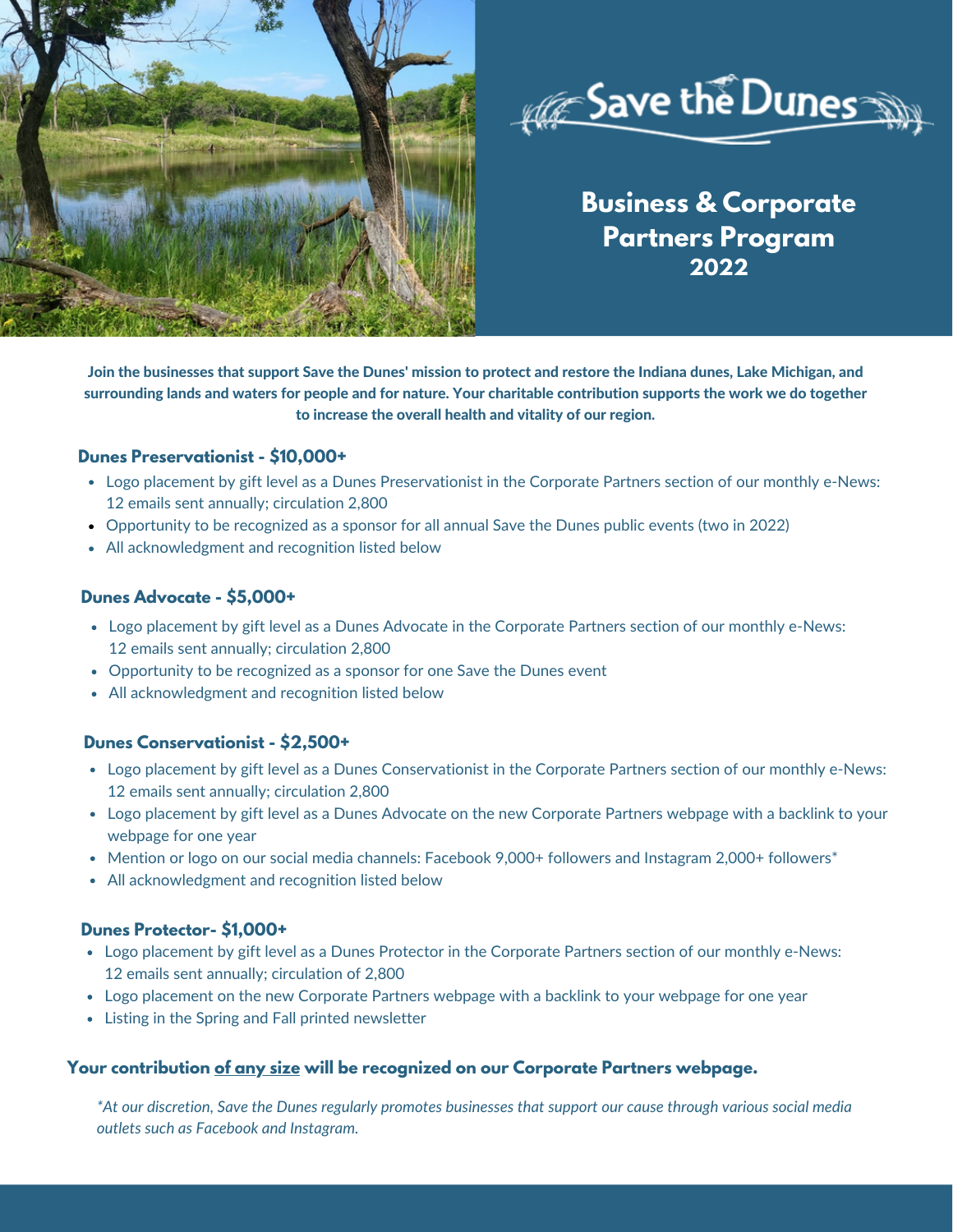# Save the Dunes

## Business & Corporate Partners Program 2022

**Join the businesses that support Save the Dunes' mission to protect and restore the Indiana dunes, Lake Michigan, and surrounding lands and waters for people and for nature. Your charitable contribution supports the work we do together to increase the overall health and vitality of our region.**

### Dunes Preservationist - $10,000+

- Logo placement by gift level as a Dunes Preservationist in the Corporate Partners section of our monthly e-News: 12 emails sent annually; circulation 2,800
- Opportunity to be recognized as a sponsor for all annual Save the Dunes public events (two in 2022)
- All acknowledgment and recognition listed below

### Dunes Advocate - $5,000+

- Logo placement by gift level as a Dunes Advocate in the Corporate Partners section of our monthly e-News: 12 emails sent annually; circulation 2,800
- Opportunity to be recognized as a sponsor for one Save the Dunes event
- All acknowledgment and recognition listed below

### Dunes Conservationist - $2,500+

- Logo placement by gift level as a Dunes Conservationist in the Corporate Partners section of our monthly e-News: 12 emails sent annually; circulation 2,800
- Logo placement by gift level as a Dunes Advocate on the new Corporate Partners webpage with a backlink to your webpage for one year
- Mention or logo on our social media channels: Facebook 9,000+ followers and Instagram 2,000+ followers*
- All acknowledgment and recognition listed below

### Dunes Protector- $1,000+

- Logo placement by gift level as a Dunes Protector in the Corporate Partners section of our monthly e-News: 12 emails sent annually; circulation of 2,800
- Logo placement on the new Corporate Partners webpage with a backlink to your webpage for one year
- Listing in the Spring and Fall printed newsletter

### Your contribution <u>of any size</u> will be recognized on our Corporate Partners webpage.

*\*At our discretion, Save the Dunes regularly promotes businesses that support our cause through various social media outlets such as Facebook and Instagram.*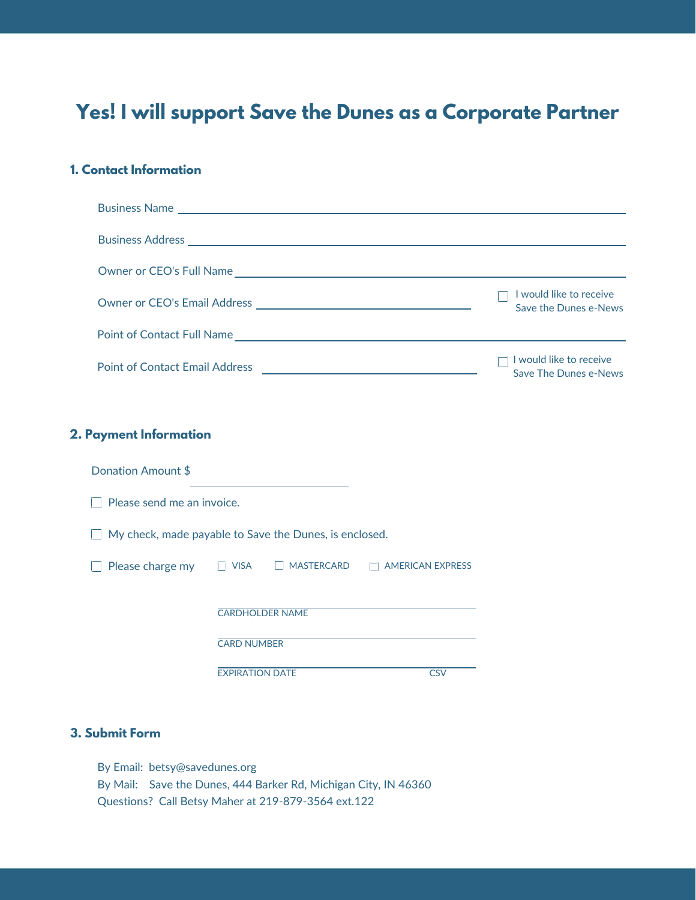# Yes! I will support Save the Dunes as a Corporate Partner

## 1. Contact Information

Business Name ____________________

Business Address ____________________

Owner or CEO's Full Name ____________________

Owner or CEO's Email Address ____________________ ☐ I would like to receive Save the Dunes e-News

Point of Contact Full Name ____________________

Point of Contact Email Address ____________________ ☐ I would like to receive Save The Dunes e-News

## 2. Payment Information

Donation Amount $ ____________________

☐ Please send me an invoice.

☐ My check, made payable to Save the Dunes, is enclosed.

☐ Please charge my ☐ VISA ☐ MASTERCARD ☐ AMERICAN EXPRESS

____________________
CARDHOLDER NAME

____________________
CARD NUMBER

____________________
EXPIRATION DATE CSV

## 3. Submit Form

By Email: betsy@savedunes.org
By Mail: Save the Dunes, 444 Barker Rd, Michigan City, IN 46360
Questions? Call Betsy Maher at 219-879-3564 ext.122